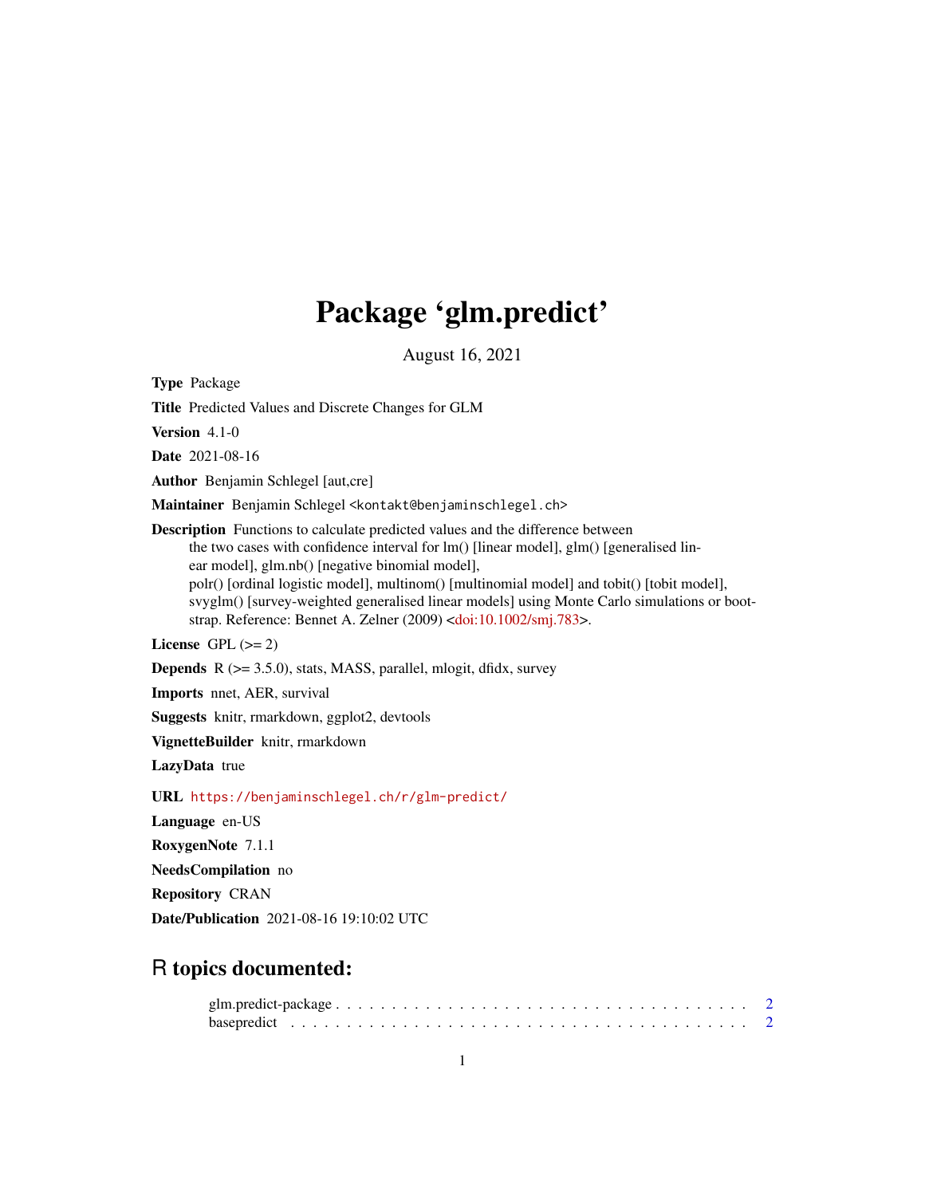# Package 'glm.predict'

August 16, 2021

**Type** Package

**Title** Predicted Values and Discrete Changes for GLM

**Version** 4.1-0

**Date** 2021-08-16

**Author** Benjamin Schlegel [aut,cre]

**Maintainer** Benjamin Schlegel <kontakt@benjaminschlegel.ch>

**Description** Functions to calculate predicted values and the difference between the two cases with confidence interval for lm() [linear model], glm() [generalised linear model], glm.nb() [negative binomial model], polr() [ordinal logistic model], multinom() [multinomial model] and tobit() [tobit model], svyglm() [survey-weighted generalised linear models] using Monte Carlo simulations or bootstrap. Reference: Bennet A. Zelner (2009) <doi:10.1002/smj.783>.

**License** GPL (>= 2)

**Depends** R (>= 3.5.0), stats, MASS, parallel, mlogit, dfidx, survey

**Imports** nnet, AER, survival

**Suggests** knitr, rmarkdown, ggplot2, devtools

**VignetteBuilder** knitr, rmarkdown

**LazyData** true

**URL** https://benjaminschlegel.ch/r/glm-predict/

**Language** en-US

**RoxygenNote** 7.1.1

**NeedsCompilation** no

**Repository** CRAN

**Date/Publication** 2021-08-16 19:10:02 UTC

## R topics documented:

glm.predict-package . . . . . . . . . . . . . . . . . . . . . . . . . . . . . . . . . . . . . . 2
basepredict . . . . . . . . . . . . . . . . . . . . . . . . . . . . . . . . . . . . . . . . . . 2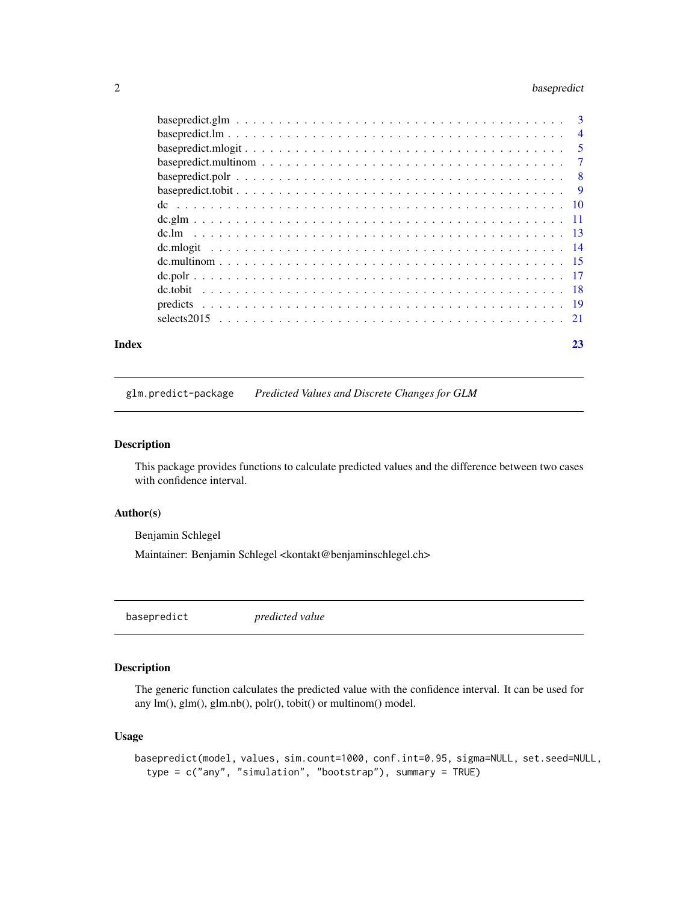basepredict.glm . . . . . . . . . . . . . . . . . . . . . . . . . . . . . . . . . . . . 3
basepredict.lm . . . . . . . . . . . . . . . . . . . . . . . . . . . . . . . . . . . . . 4
basepredict.mlogit . . . . . . . . . . . . . . . . . . . . . . . . . . . . . . . . . . . 5
basepredict.multinom . . . . . . . . . . . . . . . . . . . . . . . . . . . . . . . . . 7
basepredict.polr . . . . . . . . . . . . . . . . . . . . . . . . . . . . . . . . . . . . 8
basepredict.tobit . . . . . . . . . . . . . . . . . . . . . . . . . . . . . . . . . . . . 9
dc . . . . . . . . . . . . . . . . . . . . . . . . . . . . . . . . . . . . . . . . . . . 10
dc.glm . . . . . . . . . . . . . . . . . . . . . . . . . . . . . . . . . . . . . . . . . 11
dc.lm . . . . . . . . . . . . . . . . . . . . . . . . . . . . . . . . . . . . . . . . . . 13
dc.mlogit . . . . . . . . . . . . . . . . . . . . . . . . . . . . . . . . . . . . . . . . 14
dc.multinom . . . . . . . . . . . . . . . . . . . . . . . . . . . . . . . . . . . . . . 15
dc.polr . . . . . . . . . . . . . . . . . . . . . . . . . . . . . . . . . . . . . . . . . 17
dc.tobit . . . . . . . . . . . . . . . . . . . . . . . . . . . . . . . . . . . . . . . . . 18
predicts . . . . . . . . . . . . . . . . . . . . . . . . . . . . . . . . . . . . . . . . . 19
selects2015 . . . . . . . . . . . . . . . . . . . . . . . . . . . . . . . . . . . . . . . 21

**Index** **23**

## glm.predict-package *Predicted Values and Discrete Changes for GLM*

### Description

This package provides functions to calculate predicted values and the difference between two cases with confidence interval.

### Author(s)

Benjamin Schlegel

Maintainer: Benjamin Schlegel <kontakt@benjaminschlegel.ch>

## basepredict *predicted value*

### Description

The generic function calculates the predicted value with the confidence interval. It can be used for any lm(), glm(), glm.nb(), polr(), tobit() or multinom() model.

### Usage

```
basepredict(model, values, sim.count=1000, conf.int=0.95, sigma=NULL, set.seed=NULL,
  type = c("any", "simulation", "bootstrap"), summary = TRUE)
```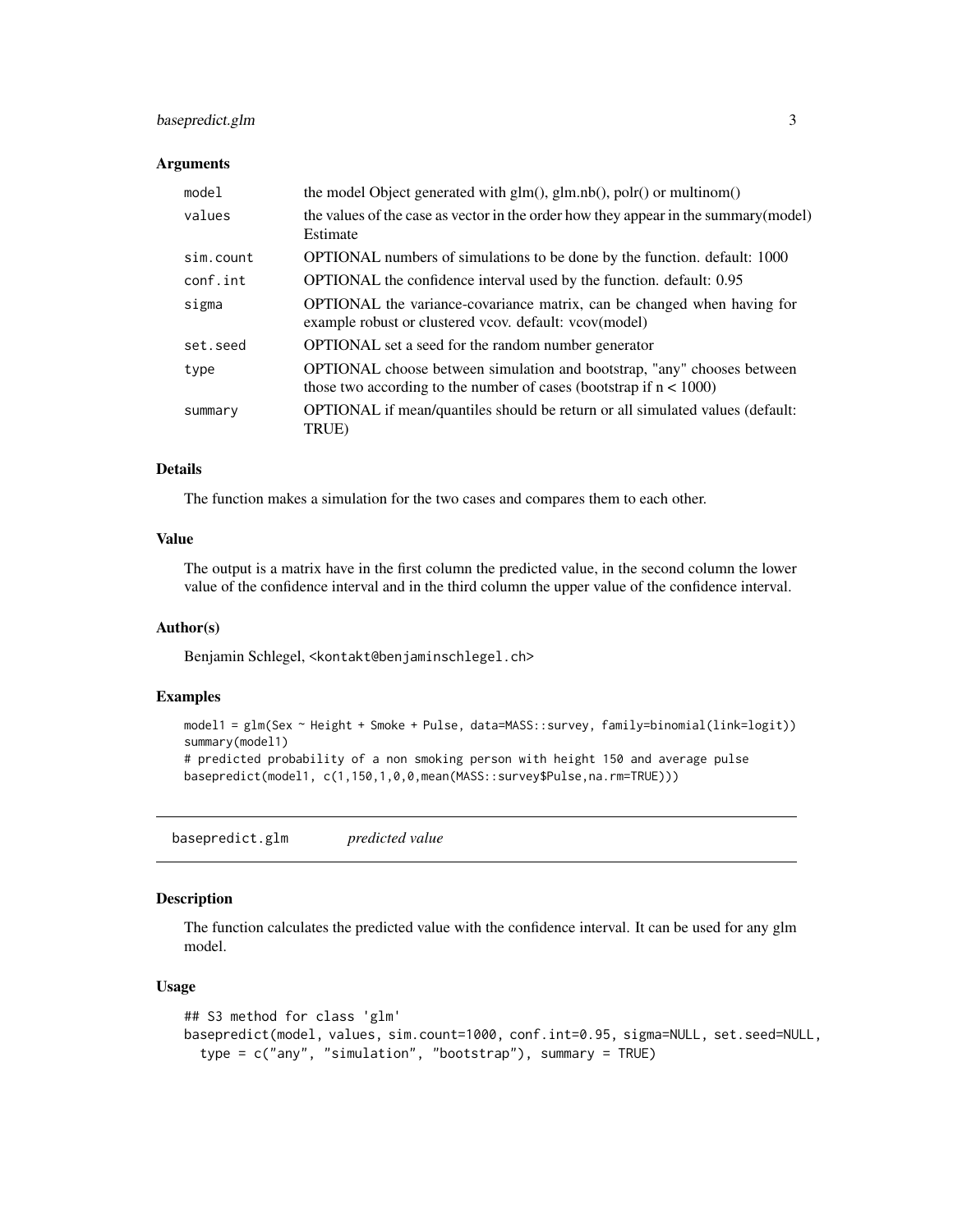## Arguments

| | |
|---|---|
| model | the model Object generated with glm(), glm.nb(), polr() or multinom() |
| values | the values of the case as vector in the order how they appear in the summary(model) Estimate |
| sim.count | OPTIONAL numbers of simulations to be done by the function. default: 1000 |
| conf.int | OPTIONAL the confidence interval used by the function. default: 0.95 |
| sigma | OPTIONAL the variance-covariance matrix, can be changed when having for example robust or clustered vcov. default: vcov(model) |
| set.seed | OPTIONAL set a seed for the random number generator |
| type | OPTIONAL choose between simulation and bootstrap, "any" chooses between those two according to the number of cases (bootstrap if n < 1000) |
| summary | OPTIONAL if mean/quantiles should be return or all simulated values (default: TRUE) |

## Details

The function makes a simulation for the two cases and compares them to each other.

## Value

The output is a matrix have in the first column the predicted value, in the second column the lower value of the confidence interval and in the third column the upper value of the confidence interval.

## Author(s)

Benjamin Schlegel, <kontakt@benjaminschlegel.ch>

## Examples

```
model1 = glm(Sex ~ Height + Smoke + Pulse, data=MASS::survey, family=binomial(link=logit))
summary(model1)
# predicted probability of a non smoking person with height 150 and average pulse
basepredict(model1, c(1,150,1,0,0,mean(MASS::survey$Pulse,na.rm=TRUE)))
```

---

# basepredict.glm *predicted value*

## Description

The function calculates the predicted value with the confidence interval. It can be used for any glm model.

## Usage

```
## S3 method for class 'glm'
basepredict(model, values, sim.count=1000, conf.int=0.95, sigma=NULL, set.seed=NULL,
  type = c("any", "simulation", "bootstrap"), summary = TRUE)
```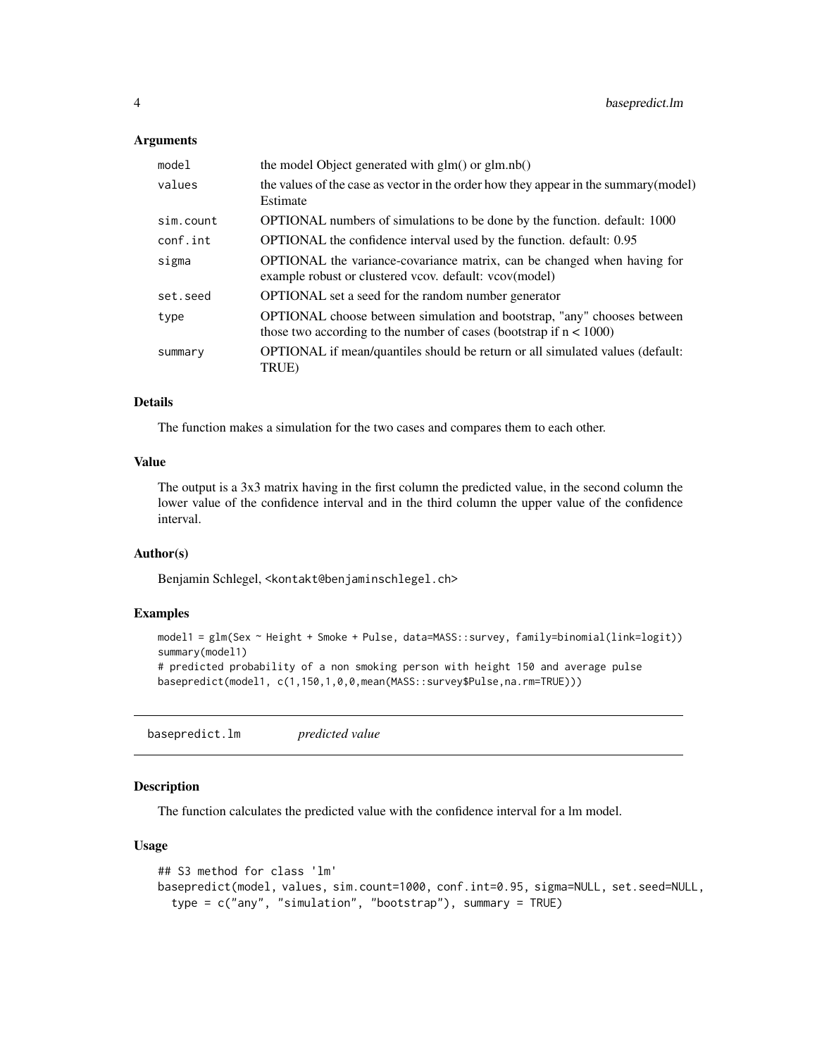### Arguments

| | |
|---|---|
| model | the model Object generated with glm() or glm.nb() |
| values | the values of the case as vector in the order how they appear in the summary(model) Estimate |
| sim.count | OPTIONAL numbers of simulations to be done by the function. default: 1000 |
| conf.int | OPTIONAL the confidence interval used by the function. default: 0.95 |
| sigma | OPTIONAL the variance-covariance matrix, can be changed when having for example robust or clustered vcov. default: vcov(model) |
| set.seed | OPTIONAL set a seed for the random number generator |
| type | OPTIONAL choose between simulation and bootstrap, "any" chooses between those two according to the number of cases (bootstrap if n < 1000) |
| summary | OPTIONAL if mean/quantiles should be return or all simulated values (default: TRUE) |

### Details

The function makes a simulation for the two cases and compares them to each other.

### Value

The output is a 3x3 matrix having in the first column the predicted value, in the second column the lower value of the confidence interval and in the third column the upper value of the confidence interval.

### Author(s)

Benjamin Schlegel, <kontakt@benjaminschlegel.ch>

### Examples

```
model1 = glm(Sex ~ Height + Smoke + Pulse, data=MASS::survey, family=binomial(link=logit))
summary(model1)
# predicted probability of a non smoking person with height 150 and average pulse
basepredict(model1, c(1,150,1,0,0,mean(MASS::survey$Pulse,na.rm=TRUE)))
```

---

## basepredict.lm    *predicted value*

### Description

The function calculates the predicted value with the confidence interval for a lm model.

### Usage

```
## S3 method for class 'lm'
basepredict(model, values, sim.count=1000, conf.int=0.95, sigma=NULL, set.seed=NULL,
  type = c("any", "simulation", "bootstrap"), summary = TRUE)
```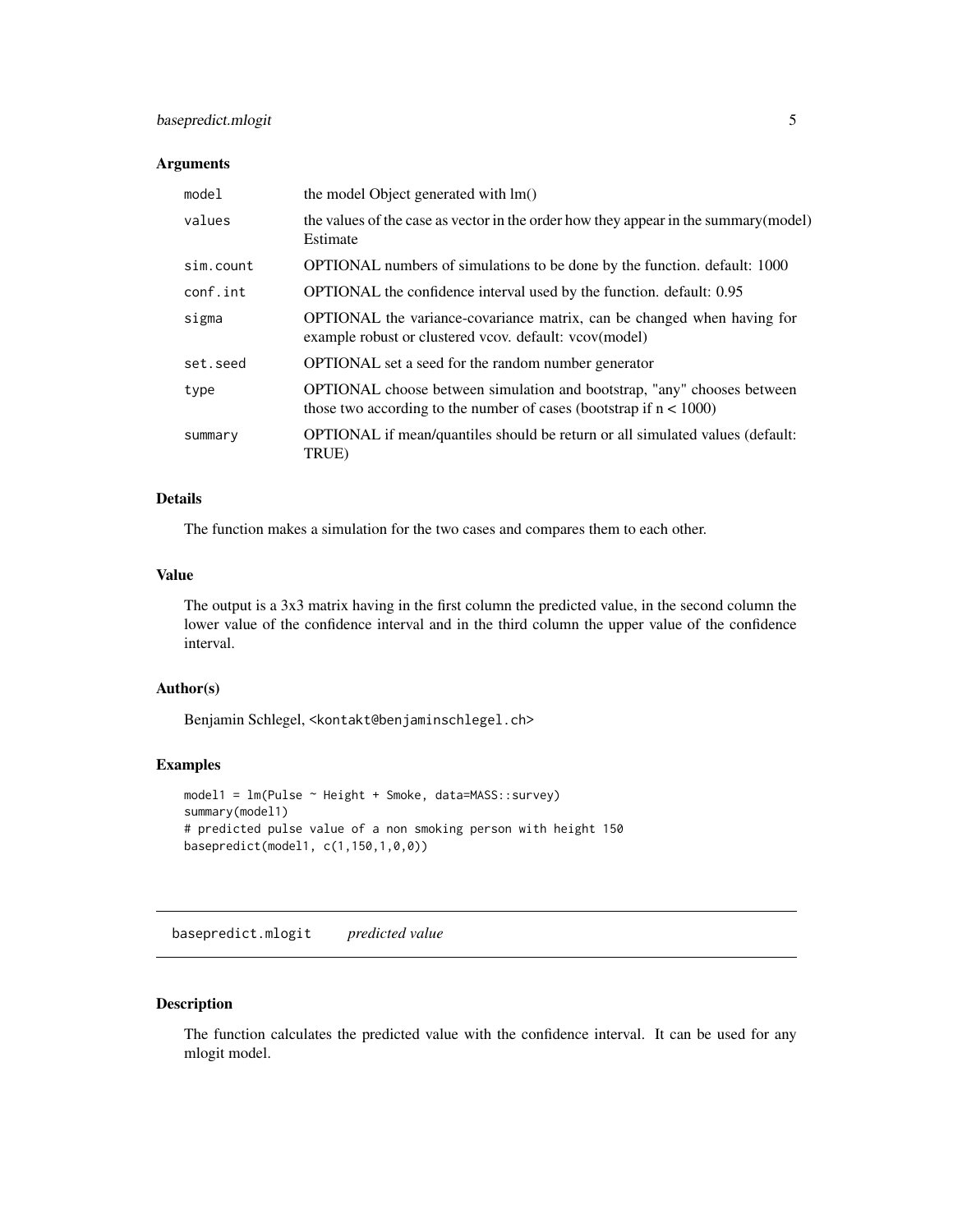### Arguments

| | |
|---|---|
| `model` | the model Object generated with lm() |
| `values` | the values of the case as vector in the order how they appear in the summary(model) Estimate |
| `sim.count` | OPTIONAL numbers of simulations to be done by the function. default: 1000 |
| `conf.int` | OPTIONAL the confidence interval used by the function. default: 0.95 |
| `sigma` | OPTIONAL the variance-covariance matrix, can be changed when having for example robust or clustered vcov. default: vcov(model) |
| `set.seed` | OPTIONAL set a seed for the random number generator |
| `type` | OPTIONAL choose between simulation and bootstrap, "any" chooses between those two according to the number of cases (bootstrap if n < 1000) |
| `summary` | OPTIONAL if mean/quantiles should be return or all simulated values (default: TRUE) |

### Details

The function makes a simulation for the two cases and compares them to each other.

### Value

The output is a 3x3 matrix having in the first column the predicted value, in the second column the lower value of the confidence interval and in the third column the upper value of the confidence interval.

### Author(s)

Benjamin Schlegel, `<kontakt@benjaminschlegel.ch>`

### Examples

```
model1 = lm(Pulse ~ Height + Smoke, data=MASS::survey)
summary(model1)
# predicted pulse value of a non smoking person with height 150
basepredict(model1, c(1,150,1,0,0))
```

---

## basepredict.mlogit *predicted value*

### Description

The function calculates the predicted value with the confidence interval. It can be used for any mlogit model.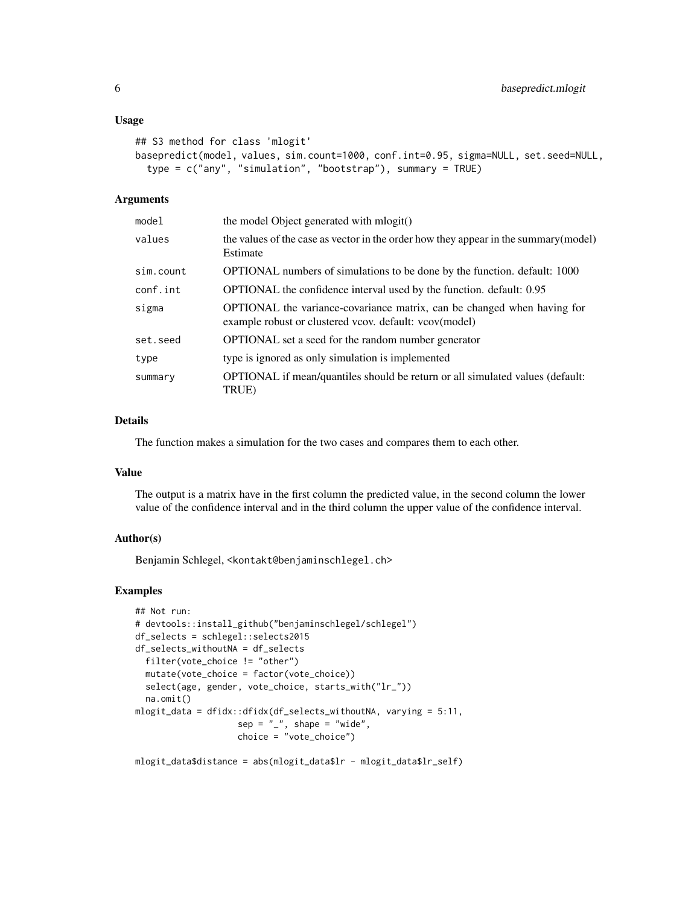## Usage

```
## S3 method for class 'mlogit'
basepredict(model, values, sim.count=1000, conf.int=0.95, sigma=NULL, set.seed=NULL,
  type = c("any", "simulation", "bootstrap"), summary = TRUE)
```

## Arguments

| | |
|---|---|
| model | the model Object generated with mlogit() |
| values | the values of the case as vector in the order how they appear in the summary(model) Estimate |
| sim.count | OPTIONAL numbers of simulations to be done by the function. default: 1000 |
| conf.int | OPTIONAL the confidence interval used by the function. default: 0.95 |
| sigma | OPTIONAL the variance-covariance matrix, can be changed when having for example robust or clustered vcov. default: vcov(model) |
| set.seed | OPTIONAL set a seed for the random number generator |
| type | type is ignored as only simulation is implemented |
| summary | OPTIONAL if mean/quantiles should be return or all simulated values (default: TRUE) |

## Details

The function makes a simulation for the two cases and compares them to each other.

## Value

The output is a matrix have in the first column the predicted value, in the second column the lower value of the confidence interval and in the third column the upper value of the confidence interval.

## Author(s)

Benjamin Schlegel, <kontakt@benjaminschlegel.ch>

## Examples

```
## Not run:
# devtools::install_github("benjaminschlegel/schlegel")
df_selects = schlegel::selects2015
df_selects_withoutNA = df_selects
  filter(vote_choice != "other")
  mutate(vote_choice = factor(vote_choice))
  select(age, gender, vote_choice, starts_with("lr_"))
  na.omit()
mlogit_data = dfidx::dfidx(df_selects_withoutNA, varying = 5:11,
                    sep = "_", shape = "wide",
                    choice = "vote_choice")

mlogit_data$distance = abs(mlogit_data$lr - mlogit_data$lr_self)
```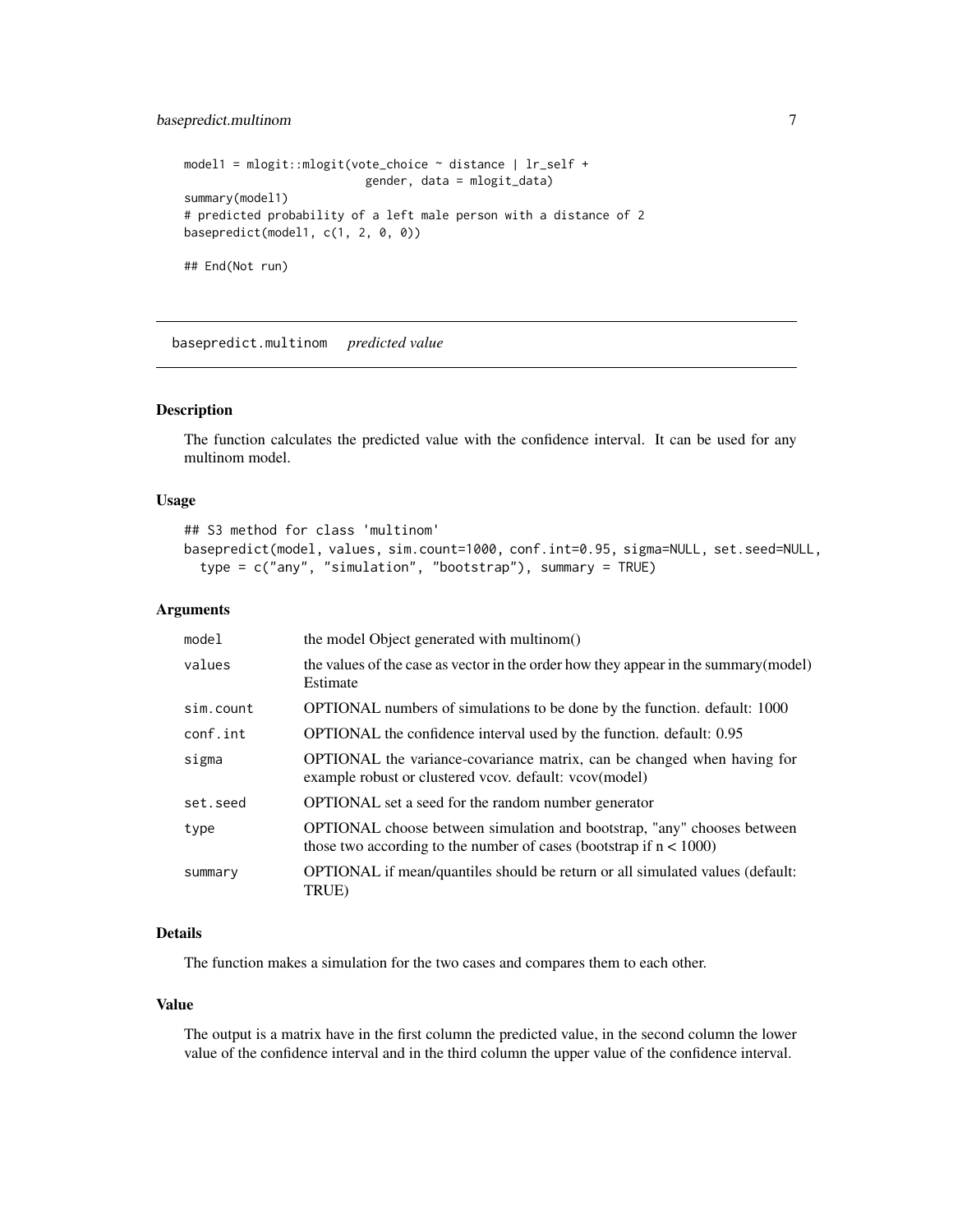```
model1 = mlogit::mlogit(vote_choice ~ distance | lr_self +
                        gender, data = mlogit_data)
summary(model1)
# predicted probability of a left male person with a distance of 2
basepredict(model1, c(1, 2, 0, 0))

## End(Not run)
```

## basepredict.multinom *predicted value*

### Description

The function calculates the predicted value with the confidence interval. It can be used for any multinom model.

### Usage

```
## S3 method for class 'multinom'
basepredict(model, values, sim.count=1000, conf.int=0.95, sigma=NULL, set.seed=NULL,
  type = c("any", "simulation", "bootstrap"), summary = TRUE)
```

### Arguments

| | |
|---|---|
| `model` | the model Object generated with multinom() |
| `values` | the values of the case as vector in the order how they appear in the summary(model) Estimate |
| `sim.count` | OPTIONAL numbers of simulations to be done by the function. default: 1000 |
| `conf.int` | OPTIONAL the confidence interval used by the function. default: 0.95 |
| `sigma` | OPTIONAL the variance-covariance matrix, can be changed when having for example robust or clustered vcov. default: vcov(model) |
| `set.seed` | OPTIONAL set a seed for the random number generator |
| `type` | OPTIONAL choose between simulation and bootstrap, "any" chooses between those two according to the number of cases (bootstrap if n < 1000) |
| `summary` | OPTIONAL if mean/quantiles should be return or all simulated values (default: TRUE) |

### Details

The function makes a simulation for the two cases and compares them to each other.

### Value

The output is a matrix have in the first column the predicted value, in the second column the lower value of the confidence interval and in the third column the upper value of the confidence interval.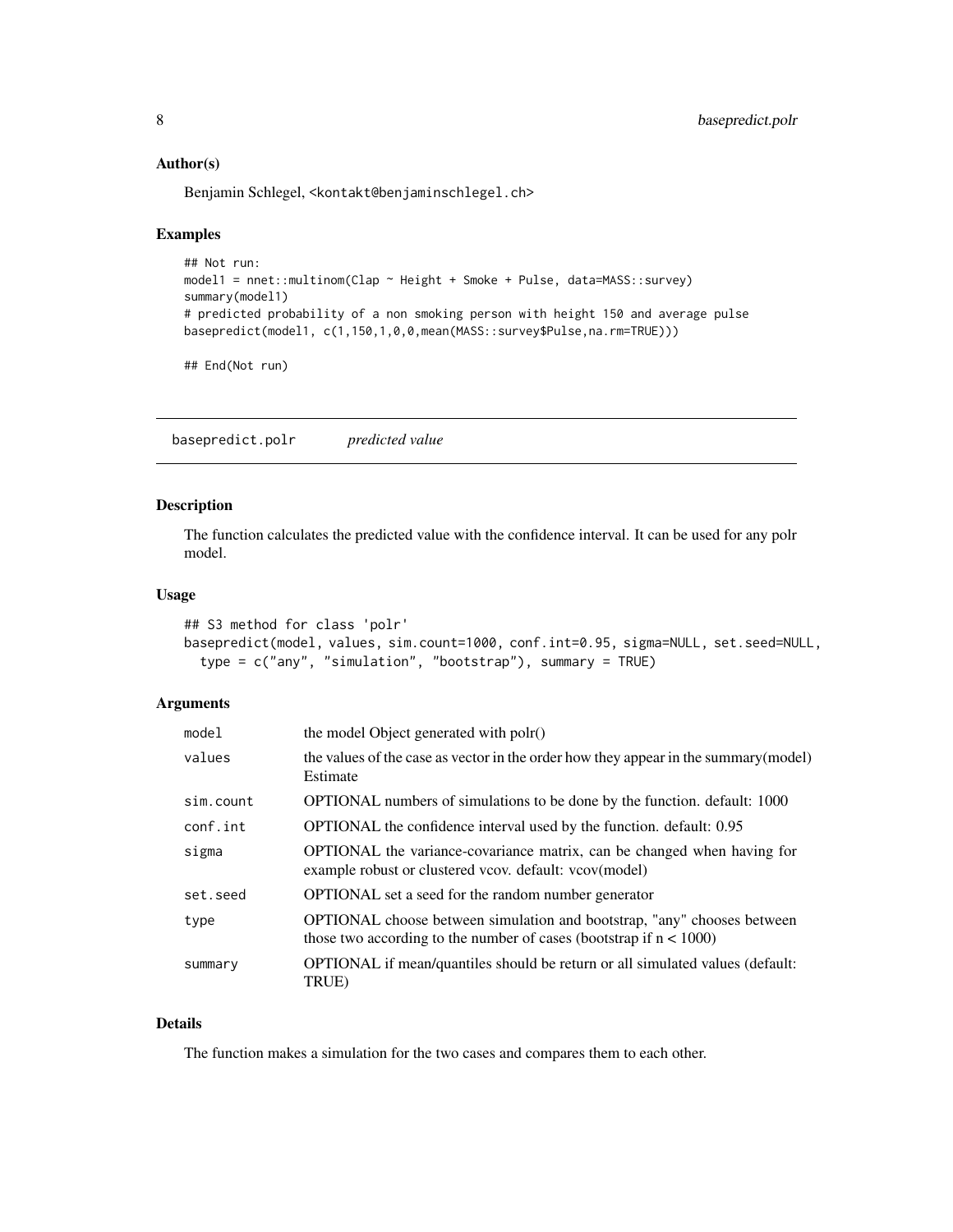### Author(s)

Benjamin Schlegel, <kontakt@benjaminschlegel.ch>

### Examples

```
## Not run:
model1 = nnet::multinom(Clap ~ Height + Smoke + Pulse, data=MASS::survey)
summary(model1)
# predicted probability of a non smoking person with height 150 and average pulse
basepredict(model1, c(1,150,1,0,0,mean(MASS::survey$Pulse,na.rm=TRUE)))

## End(Not run)
```

---

## basepredict.polr *predicted value*

### Description

The function calculates the predicted value with the confidence interval. It can be used for any polr model.

### Usage

```
## S3 method for class 'polr'
basepredict(model, values, sim.count=1000, conf.int=0.95, sigma=NULL, set.seed=NULL,
  type = c("any", "simulation", "bootstrap"), summary = TRUE)
```

### Arguments

| | |
|---|---|
| model | the model Object generated with polr() |
| values | the values of the case as vector in the order how they appear in the summary(model) Estimate |
| sim.count | OPTIONAL numbers of simulations to be done by the function. default: 1000 |
| conf.int | OPTIONAL the confidence interval used by the function. default: 0.95 |
| sigma | OPTIONAL the variance-covariance matrix, can be changed when having for example robust or clustered vcov. default: vcov(model) |
| set.seed | OPTIONAL set a seed for the random number generator |
| type | OPTIONAL choose between simulation and bootstrap, "any" chooses between those two according to the number of cases (bootstrap if n < 1000) |
| summary | OPTIONAL if mean/quantiles should be return or all simulated values (default: TRUE) |

### Details

The function makes a simulation for the two cases and compares them to each other.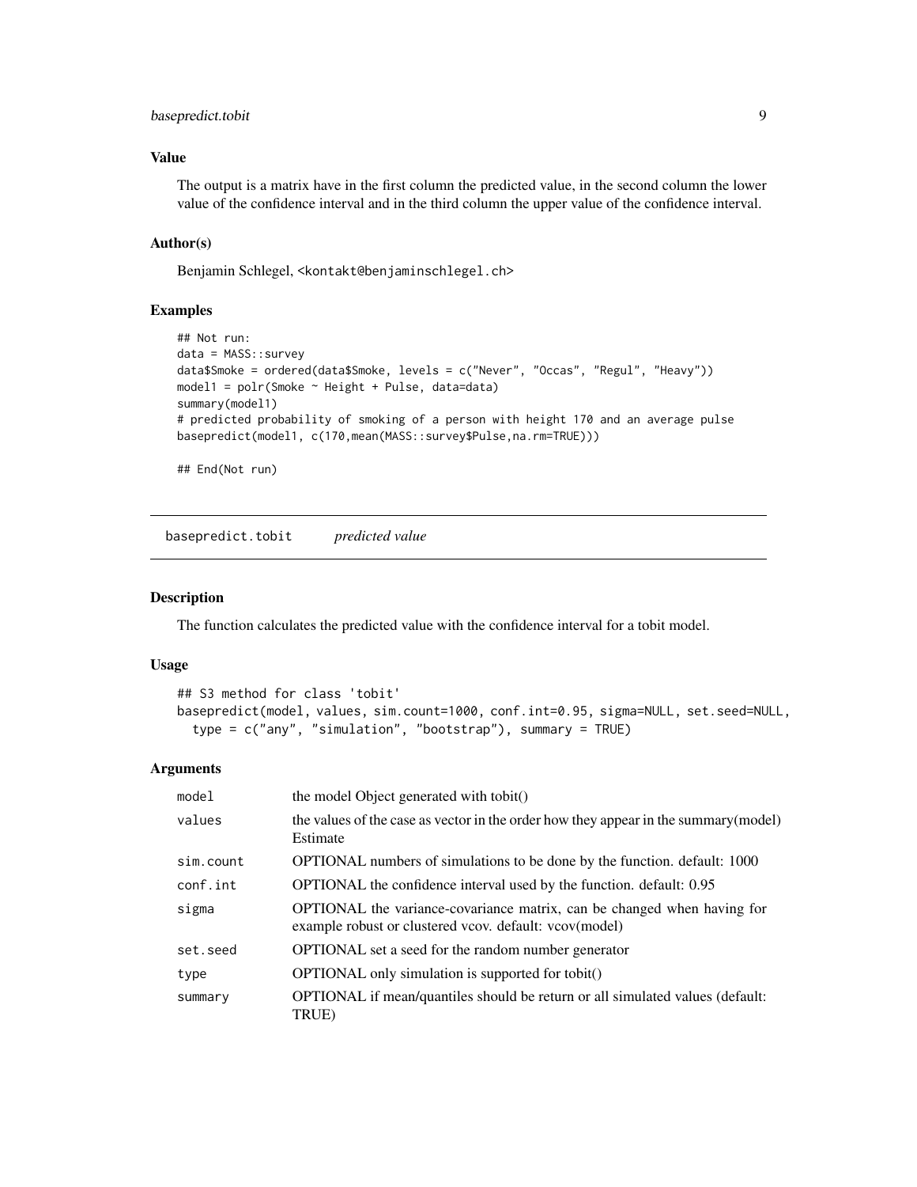### Value

The output is a matrix have in the first column the predicted value, in the second column the lower value of the confidence interval and in the third column the upper value of the confidence interval.

### Author(s)

Benjamin Schlegel, <kontakt@benjaminschlegel.ch>

### Examples

```
## Not run:
data = MASS::survey
data$Smoke = ordered(data$Smoke, levels = c("Never", "Occas", "Regul", "Heavy"))
model1 = polr(Smoke ~ Height + Pulse, data=data)
summary(model1)
# predicted probability of smoking of a person with height 170 and an average pulse
basepredict(model1, c(170,mean(MASS::survey$Pulse,na.rm=TRUE)))

## End(Not run)
```

---

## basepredict.tobit *predicted value*

### Description

The function calculates the predicted value with the confidence interval for a tobit model.

### Usage

```
## S3 method for class 'tobit'
basepredict(model, values, sim.count=1000, conf.int=0.95, sigma=NULL, set.seed=NULL,
  type = c("any", "simulation", "bootstrap"), summary = TRUE)
```

### Arguments

| | |
|---|---|
| model | the model Object generated with tobit() |
| values | the values of the case as vector in the order how they appear in the summary(model) Estimate |
| sim.count | OPTIONAL numbers of simulations to be done by the function. default: 1000 |
| conf.int | OPTIONAL the confidence interval used by the function. default: 0.95 |
| sigma | OPTIONAL the variance-covariance matrix, can be changed when having for example robust or clustered vcov. default: vcov(model) |
| set.seed | OPTIONAL set a seed for the random number generator |
| type | OPTIONAL only simulation is supported for tobit() |
| summary | OPTIONAL if mean/quantiles should be return or all simulated values (default: TRUE) |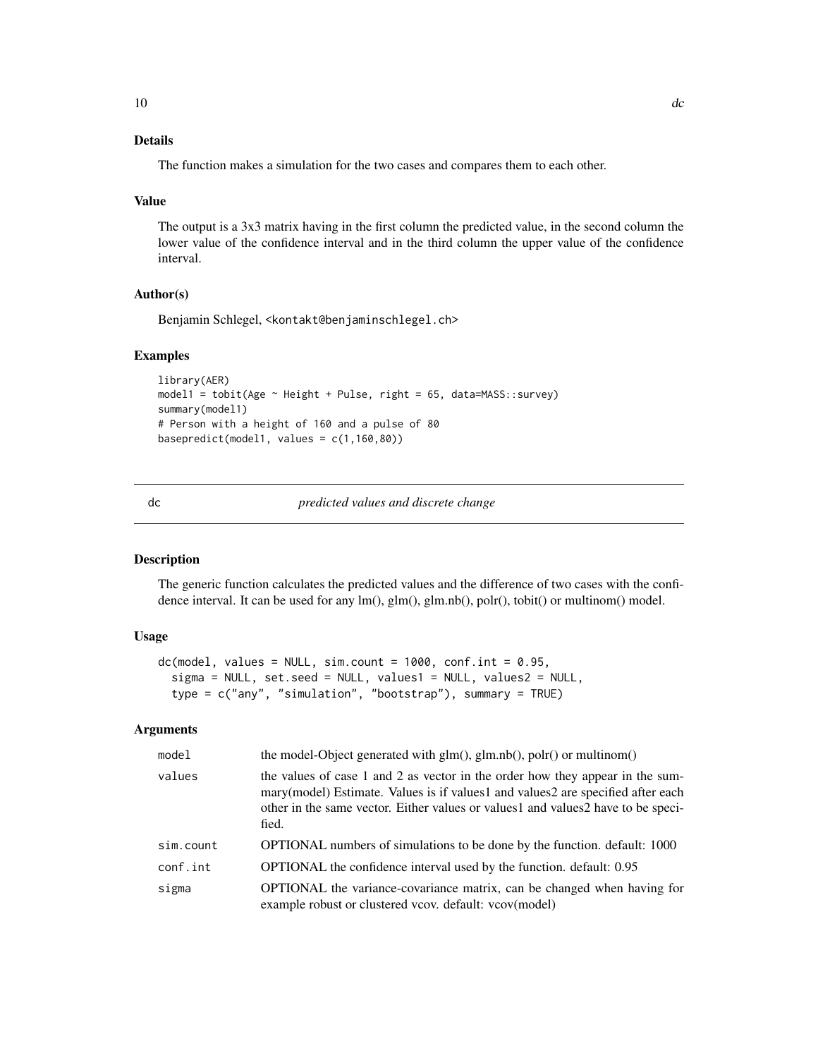## Details

The function makes a simulation for the two cases and compares them to each other.

## Value

The output is a 3x3 matrix having in the first column the predicted value, in the second column the lower value of the confidence interval and in the third column the upper value of the confidence interval.

## Author(s)

Benjamin Schlegel, <kontakt@benjaminschlegel.ch>

## Examples

```
library(AER)
model1 = tobit(Age ~ Height + Pulse, right = 65, data=MASS::survey)
summary(model1)
# Person with a height of 160 and a pulse of 80
basepredict(model1, values = c(1,160,80))
```

---

# dc — *predicted values and discrete change*

## Description

The generic function calculates the predicted values and the difference of two cases with the confidence interval. It can be used for any lm(), glm(), glm.nb(), polr(), tobit() or multinom() model.

## Usage

```
dc(model, values = NULL, sim.count = 1000, conf.int = 0.95,
  sigma = NULL, set.seed = NULL, values1 = NULL, values2 = NULL,
  type = c("any", "simulation", "bootstrap"), summary = TRUE)
```

## Arguments

| | |
|---|---|
| model | the model-Object generated with glm(), glm.nb(), polr() or multinom() |
| values | the values of case 1 and 2 as vector in the order how they appear in the summary(model) Estimate. Values is if values1 and values2 are specified after each other in the same vector. Either values or values1 and values2 have to be specified. |
| sim.count | OPTIONAL numbers of simulations to be done by the function. default: 1000 |
| conf.int | OPTIONAL the confidence interval used by the function. default: 0.95 |
| sigma | OPTIONAL the variance-covariance matrix, can be changed when having for example robust or clustered vcov. default: vcov(model) |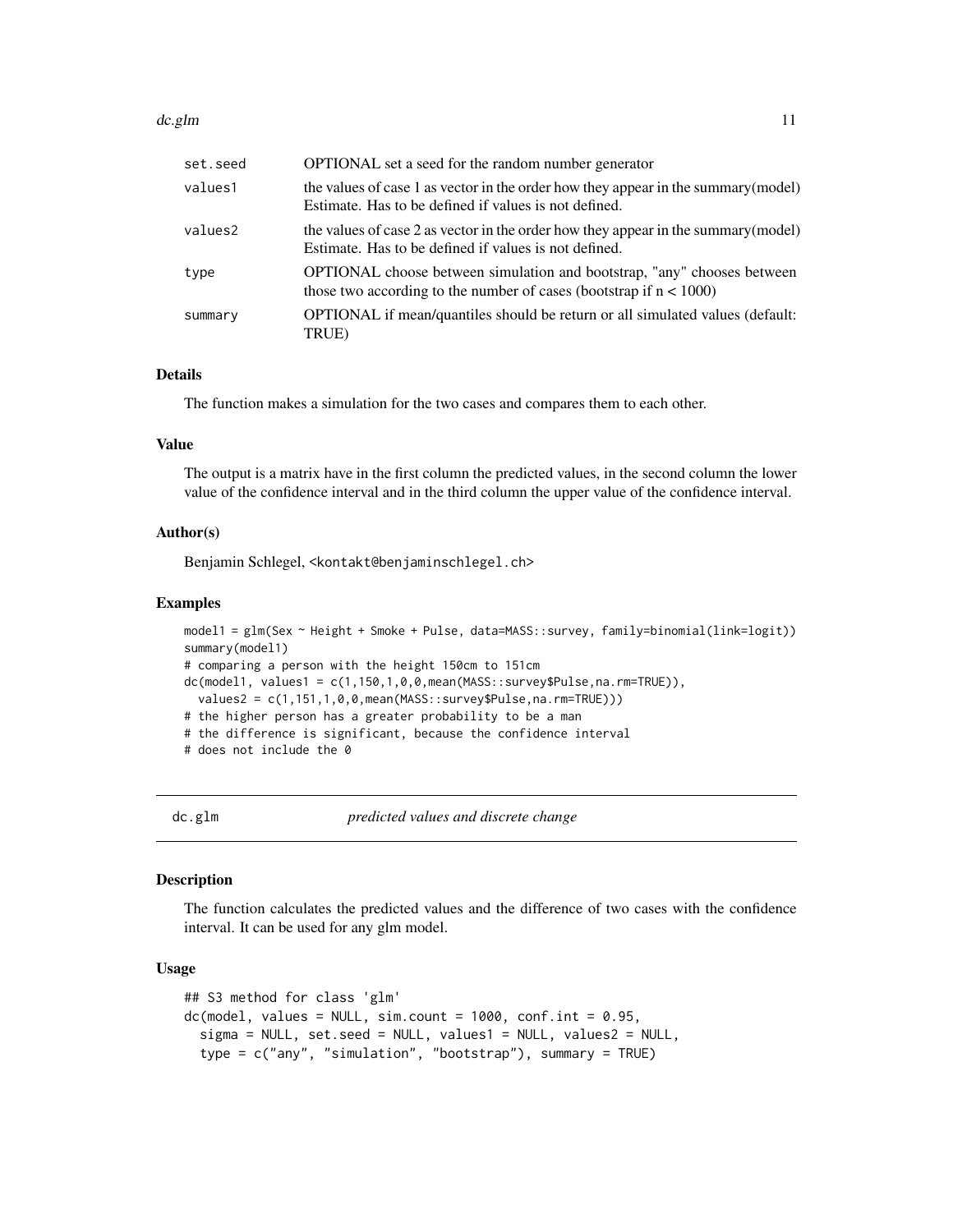| | |
|---|---|
| set.seed | OPTIONAL set a seed for the random number generator |
| values1 | the values of case 1 as vector in the order how they appear in the summary(model) Estimate. Has to be defined if values is not defined. |
| values2 | the values of case 2 as vector in the order how they appear in the summary(model) Estimate. Has to be defined if values is not defined. |
| type | OPTIONAL choose between simulation and bootstrap, "any" chooses between those two according to the number of cases (bootstrap if n < 1000) |
| summary | OPTIONAL if mean/quantiles should be return or all simulated values (default: TRUE) |

### Details

The function makes a simulation for the two cases and compares them to each other.

### Value

The output is a matrix have in the first column the predicted values, in the second column the lower value of the confidence interval and in the third column the upper value of the confidence interval.

### Author(s)

Benjamin Schlegel, <kontakt@benjaminschlegel.ch>

### Examples

```
model1 = glm(Sex ~ Height + Smoke + Pulse, data=MASS::survey, family=binomial(link=logit))
summary(model1)
# comparing a person with the height 150cm to 151cm
dc(model1, values1 = c(1,150,1,0,0,mean(MASS::survey$Pulse,na.rm=TRUE)),
  values2 = c(1,151,1,0,0,mean(MASS::survey$Pulse,na.rm=TRUE)))
# the higher person has a greater probability to be a man
# the difference is significant, because the confidence interval
# does not include the 0
```

---

## dc.glm — *predicted values and discrete change*

---

### Description

The function calculates the predicted values and the difference of two cases with the confidence interval. It can be used for any glm model.

### Usage

```
## S3 method for class 'glm'
dc(model, values = NULL, sim.count = 1000, conf.int = 0.95,
  sigma = NULL, set.seed = NULL, values1 = NULL, values2 = NULL,
  type = c("any", "simulation", "bootstrap"), summary = TRUE)
```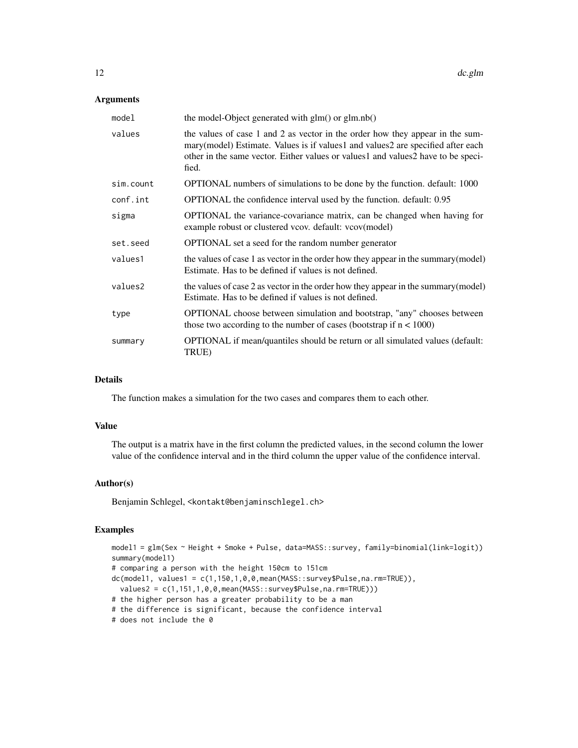### Arguments

| | |
|---|---|
| `model` | the model-Object generated with glm() or glm.nb() |
| `values` | the values of case 1 and 2 as vector in the order how they appear in the summary(model) Estimate. Values is if values1 and values2 are specified after each other in the same vector. Either values or values1 and values2 have to be specified. |
| `sim.count` | OPTIONAL numbers of simulations to be done by the function. default: 1000 |
| `conf.int` | OPTIONAL the confidence interval used by the function. default: 0.95 |
| `sigma` | OPTIONAL the variance-covariance matrix, can be changed when having for example robust or clustered vcov. default: vcov(model) |
| `set.seed` | OPTIONAL set a seed for the random number generator |
| `values1` | the values of case 1 as vector in the order how they appear in the summary(model) Estimate. Has to be defined if values is not defined. |
| `values2` | the values of case 2 as vector in the order how they appear in the summary(model) Estimate. Has to be defined if values is not defined. |
| `type` | OPTIONAL choose between simulation and bootstrap, "any" chooses between those two according to the number of cases (bootstrap if n < 1000) |
| `summary` | OPTIONAL if mean/quantiles should be return or all simulated values (default: TRUE) |

### Details

The function makes a simulation for the two cases and compares them to each other.

### Value

The output is a matrix have in the first column the predicted values, in the second column the lower value of the confidence interval and in the third column the upper value of the confidence interval.

### Author(s)

Benjamin Schlegel, <kontakt@benjaminschlegel.ch>

### Examples

```
model1 = glm(Sex ~ Height + Smoke + Pulse, data=MASS::survey, family=binomial(link=logit))
summary(model1)
# comparing a person with the height 150cm to 151cm
dc(model1, values1 = c(1,150,1,0,0,mean(MASS::survey$Pulse,na.rm=TRUE)),
  values2 = c(1,151,1,0,0,mean(MASS::survey$Pulse,na.rm=TRUE)))
# the higher person has a greater probability to be a man
# the difference is significant, because the confidence interval
# does not include the 0
```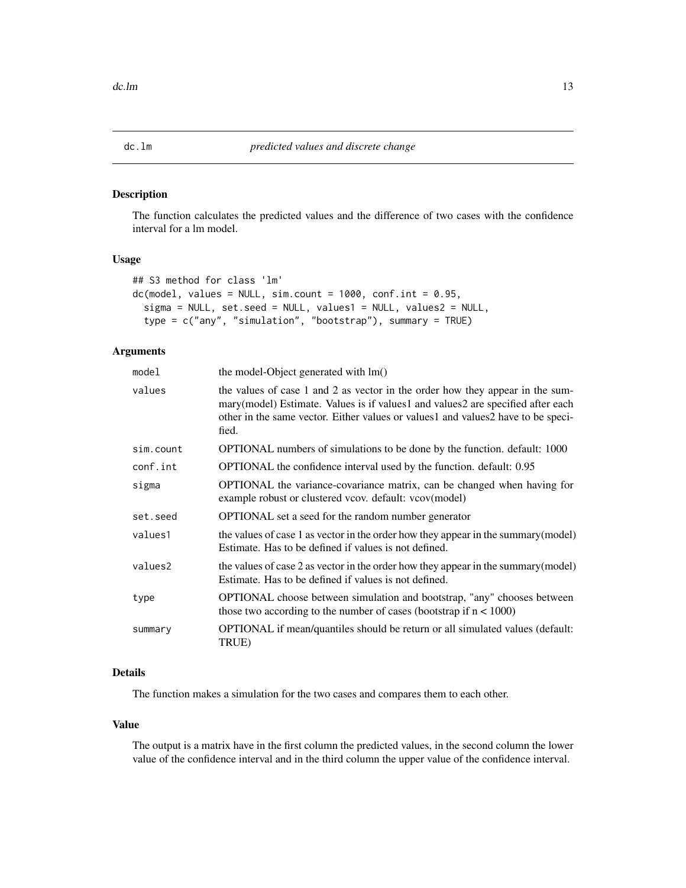# dc.lm — *predicted values and discrete change*

## Description

The function calculates the predicted values and the difference of two cases with the confidence interval for a lm model.

## Usage

```
## S3 method for class 'lm'
dc(model, values = NULL, sim.count = 1000, conf.int = 0.95,
  sigma = NULL, set.seed = NULL, values1 = NULL, values2 = NULL,
  type = c("any", "simulation", "bootstrap"), summary = TRUE)
```

## Arguments

| | |
|---|---|
| `model` | the model-Object generated with lm() |
| `values` | the values of case 1 and 2 as vector in the order how they appear in the summary(model) Estimate. Values is if values1 and values2 are specified after each other in the same vector. Either values or values1 and values2 have to be specified. |
| `sim.count` | OPTIONAL numbers of simulations to be done by the function. default: 1000 |
| `conf.int` | OPTIONAL the confidence interval used by the function. default: 0.95 |
| `sigma` | OPTIONAL the variance-covariance matrix, can be changed when having for example robust or clustered vcov. default: vcov(model) |
| `set.seed` | OPTIONAL set a seed for the random number generator |
| `values1` | the values of case 1 as vector in the order how they appear in the summary(model) Estimate. Has to be defined if values is not defined. |
| `values2` | the values of case 2 as vector in the order how they appear in the summary(model) Estimate. Has to be defined if values is not defined. |
| `type` | OPTIONAL choose between simulation and bootstrap, "any" chooses between those two according to the number of cases (bootstrap if n < 1000) |
| `summary` | OPTIONAL if mean/quantiles should be return or all simulated values (default: TRUE) |

## Details

The function makes a simulation for the two cases and compares them to each other.

## Value

The output is a matrix have in the first column the predicted values, in the second column the lower value of the confidence interval and in the third column the upper value of the confidence interval.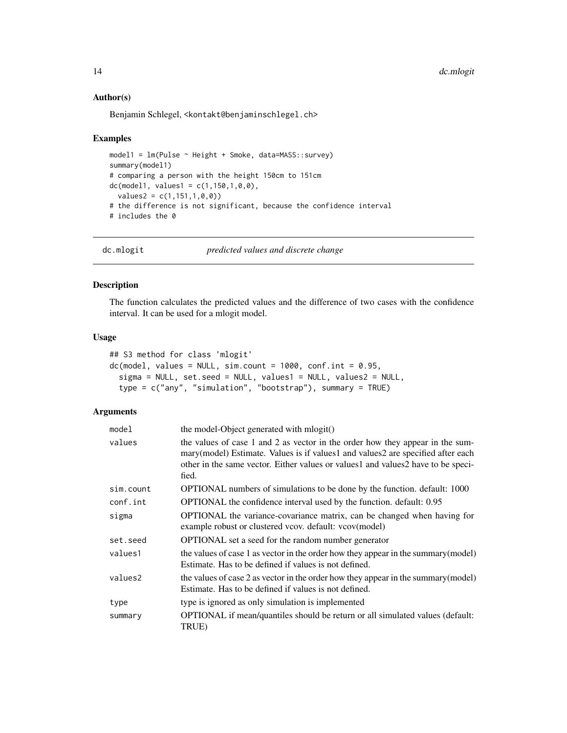### Author(s)

Benjamin Schlegel, <kontakt@benjaminschlegel.ch>

### Examples

```
model1 = lm(Pulse ~ Height + Smoke, data=MASS::survey)
summary(model1)
# comparing a person with the height 150cm to 151cm
dc(model1, values1 = c(1,150,1,0,0),
  values2 = c(1,151,1,0,0))
# the difference is not significant, because the confidence interval
# includes the 0
```

---

## dc.mlogit — *predicted values and discrete change*

---

### Description

The function calculates the predicted values and the difference of two cases with the confidence interval. It can be used for a mlogit model.

### Usage

```
## S3 method for class 'mlogit'
dc(model, values = NULL, sim.count = 1000, conf.int = 0.95,
  sigma = NULL, set.seed = NULL, values1 = NULL, values2 = NULL,
  type = c("any", "simulation", "bootstrap"), summary = TRUE)
```

### Arguments

| | |
|---|---|
| `model` | the model-Object generated with mlogit() |
| `values` | the values of case 1 and 2 as vector in the order how they appear in the summary(model) Estimate. Values is if values1 and values2 are specified after each other in the same vector. Either values or values1 and values2 have to be specified. |
| `sim.count` | OPTIONAL numbers of simulations to be done by the function. default: 1000 |
| `conf.int` | OPTIONAL the confidence interval used by the function. default: 0.95 |
| `sigma` | OPTIONAL the variance-covariance matrix, can be changed when having for example robust or clustered vcov. default: vcov(model) |
| `set.seed` | OPTIONAL set a seed for the random number generator |
| `values1` | the values of case 1 as vector in the order how they appear in the summary(model) Estimate. Has to be defined if values is not defined. |
| `values2` | the values of case 2 as vector in the order how they appear in the summary(model) Estimate. Has to be defined if values is not defined. |
| `type` | type is ignored as only simulation is implemented |
| `summary` | OPTIONAL if mean/quantiles should be return or all simulated values (default: TRUE) |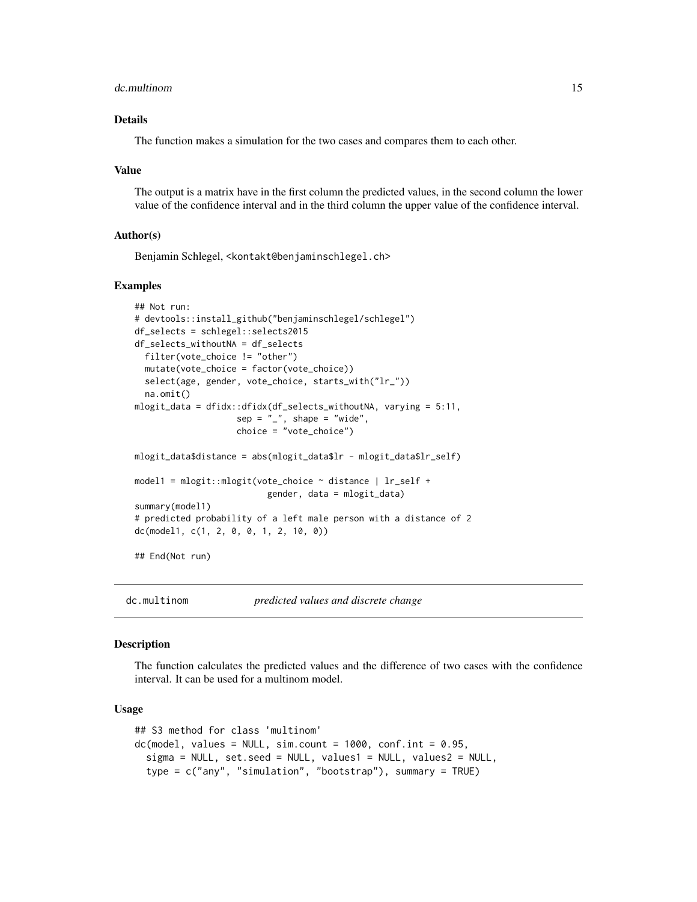### Details

The function makes a simulation for the two cases and compares them to each other.

### Value

The output is a matrix have in the first column the predicted values, in the second column the lower value of the confidence interval and in the third column the upper value of the confidence interval.

### Author(s)

Benjamin Schlegel, <kontakt@benjaminschlegel.ch>

### Examples

```
## Not run:
# devtools::install_github("benjaminschlegel/schlegel")
df_selects = schlegel::selects2015
df_selects_withoutNA = df_selects
  filter(vote_choice != "other")
  mutate(vote_choice = factor(vote_choice))
  select(age, gender, vote_choice, starts_with("lr_"))
  na.omit()
mlogit_data = dfidx::dfidx(df_selects_withoutNA, varying = 5:11,
                    sep = "_", shape = "wide",
                    choice = "vote_choice")

mlogit_data$distance = abs(mlogit_data$lr - mlogit_data$lr_self)

model1 = mlogit::mlogit(vote_choice ~ distance | lr_self +
                          gender, data = mlogit_data)
summary(model1)
# predicted probability of a left male person with a distance of 2
dc(model1, c(1, 2, 0, 0, 1, 2, 10, 0))

## End(Not run)
```

## dc.multinom — *predicted values and discrete change*

### Description

The function calculates the predicted values and the difference of two cases with the confidence interval. It can be used for a multinom model.

### Usage

```
## S3 method for class 'multinom'
dc(model, values = NULL, sim.count = 1000, conf.int = 0.95,
  sigma = NULL, set.seed = NULL, values1 = NULL, values2 = NULL,
  type = c("any", "simulation", "bootstrap"), summary = TRUE)
```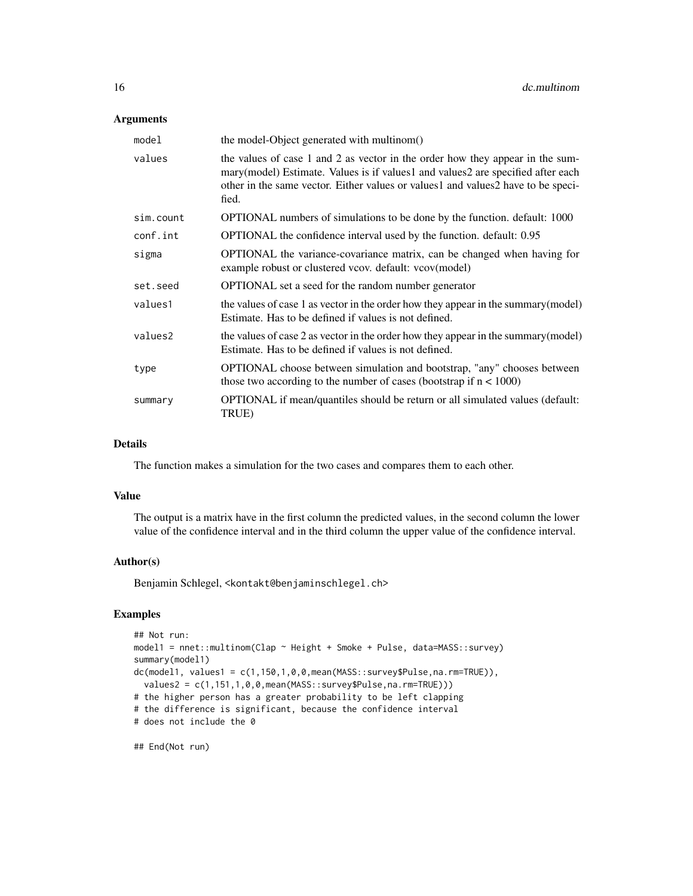### Arguments

| | |
|---|---|
| model | the model-Object generated with multinom() |
| values | the values of case 1 and 2 as vector in the order how they appear in the summary(model) Estimate. Values is if values1 and values2 are specified after each other in the same vector. Either values or values1 and values2 have to be specified. |
| sim.count | OPTIONAL numbers of simulations to be done by the function. default: 1000 |
| conf.int | OPTIONAL the confidence interval used by the function. default: 0.95 |
| sigma | OPTIONAL the variance-covariance matrix, can be changed when having for example robust or clustered vcov. default: vcov(model) |
| set.seed | OPTIONAL set a seed for the random number generator |
| values1 | the values of case 1 as vector in the order how they appear in the summary(model) Estimate. Has to be defined if values is not defined. |
| values2 | the values of case 2 as vector in the order how they appear in the summary(model) Estimate. Has to be defined if values is not defined. |
| type | OPTIONAL choose between simulation and bootstrap, "any" chooses between those two according to the number of cases (bootstrap if n < 1000) |
| summary | OPTIONAL if mean/quantiles should be return or all simulated values (default: TRUE) |

### Details

The function makes a simulation for the two cases and compares them to each other.

### Value

The output is a matrix have in the first column the predicted values, in the second column the lower value of the confidence interval and in the third column the upper value of the confidence interval.

### Author(s)

Benjamin Schlegel, <kontakt@benjaminschlegel.ch>

### Examples

```
## Not run:
model1 = nnet::multinom(Clap ~ Height + Smoke + Pulse, data=MASS::survey)
summary(model1)
dc(model1, values1 = c(1,150,1,0,0,mean(MASS::survey$Pulse,na.rm=TRUE)),
  values2 = c(1,151,1,0,0,mean(MASS::survey$Pulse,na.rm=TRUE)))
# the higher person has a greater probability to be left clapping
# the difference is significant, because the confidence interval
# does not include the 0

## End(Not run)
```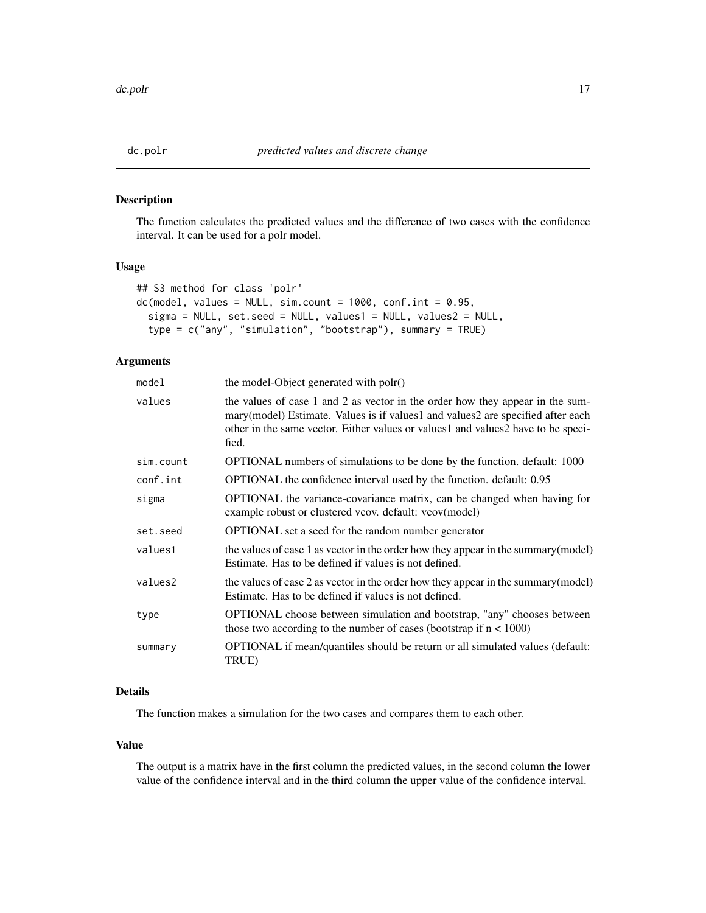# dc.polr *predicted values and discrete change*

## Description

The function calculates the predicted values and the difference of two cases with the confidence interval. It can be used for a polr model.

## Usage

```
## S3 method for class 'polr'
dc(model, values = NULL, sim.count = 1000, conf.int = 0.95,
  sigma = NULL, set.seed = NULL, values1 = NULL, values2 = NULL,
  type = c("any", "simulation", "bootstrap"), summary = TRUE)
```

## Arguments

| | |
|---|---|
| model | the model-Object generated with polr() |
| values | the values of case 1 and 2 as vector in the order how they appear in the summary(model) Estimate. Values is if values1 and values2 are specified after each other in the same vector. Either values or values1 and values2 have to be specified. |
| sim.count | OPTIONAL numbers of simulations to be done by the function. default: 1000 |
| conf.int | OPTIONAL the confidence interval used by the function. default: 0.95 |
| sigma | OPTIONAL the variance-covariance matrix, can be changed when having for example robust or clustered vcov. default: vcov(model) |
| set.seed | OPTIONAL set a seed for the random number generator |
| values1 | the values of case 1 as vector in the order how they appear in the summary(model) Estimate. Has to be defined if values is not defined. |
| values2 | the values of case 2 as vector in the order how they appear in the summary(model) Estimate. Has to be defined if values is not defined. |
| type | OPTIONAL choose between simulation and bootstrap, "any" chooses between those two according to the number of cases (bootstrap if n < 1000) |
| summary | OPTIONAL if mean/quantiles should be return or all simulated values (default: TRUE) |

## Details

The function makes a simulation for the two cases and compares them to each other.

## Value

The output is a matrix have in the first column the predicted values, in the second column the lower value of the confidence interval and in the third column the upper value of the confidence interval.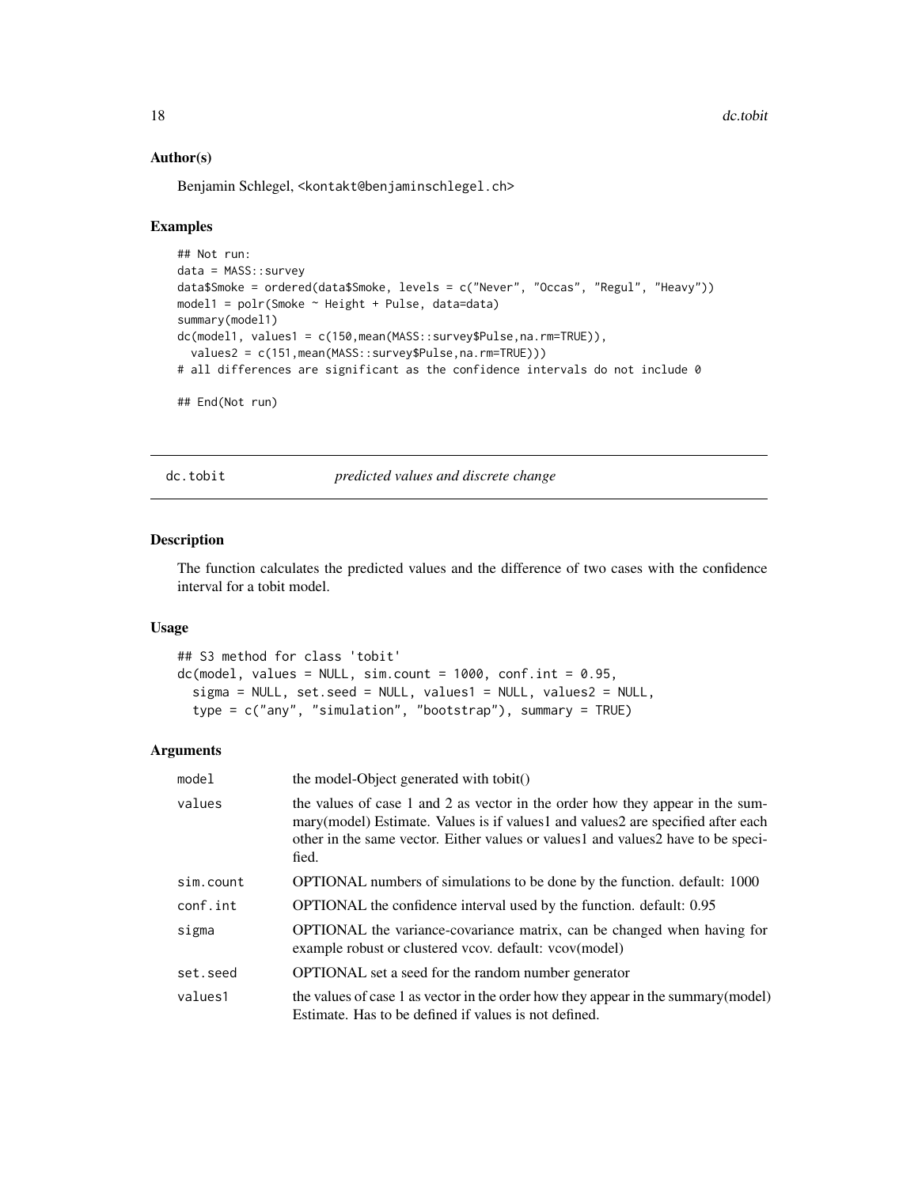### Author(s)

Benjamin Schlegel, <kontakt@benjaminschlegel.ch>

### Examples

```
## Not run:
data = MASS::survey
data$Smoke = ordered(data$Smoke, levels = c("Never", "Occas", "Regul", "Heavy"))
model1 = polr(Smoke ~ Height + Pulse, data=data)
summary(model1)
dc(model1, values1 = c(150,mean(MASS::survey$Pulse,na.rm=TRUE)),
  values2 = c(151,mean(MASS::survey$Pulse,na.rm=TRUE)))
# all differences are significant as the confidence intervals do not include 0

## End(Not run)
```

---

## dc.tobit *predicted values and discrete change*

### Description

The function calculates the predicted values and the difference of two cases with the confidence interval for a tobit model.

### Usage

```
## S3 method for class 'tobit'
dc(model, values = NULL, sim.count = 1000, conf.int = 0.95,
  sigma = NULL, set.seed = NULL, values1 = NULL, values2 = NULL,
  type = c("any", "simulation", "bootstrap"), summary = TRUE)
```

### Arguments

| | |
|---|---|
| model | the model-Object generated with tobit() |
| values | the values of case 1 and 2 as vector in the order how they appear in the summary(model) Estimate. Values is if values1 and values2 are specified after each other in the same vector. Either values or values1 and values2 have to be specified. |
| sim.count | OPTIONAL numbers of simulations to be done by the function. default: 1000 |
| conf.int | OPTIONAL the confidence interval used by the function. default: 0.95 |
| sigma | OPTIONAL the variance-covariance matrix, can be changed when having for example robust or clustered vcov. default: vcov(model) |
| set.seed | OPTIONAL set a seed for the random number generator |
| values1 | the values of case 1 as vector in the order how they appear in the summary(model) Estimate. Has to be defined if values is not defined. |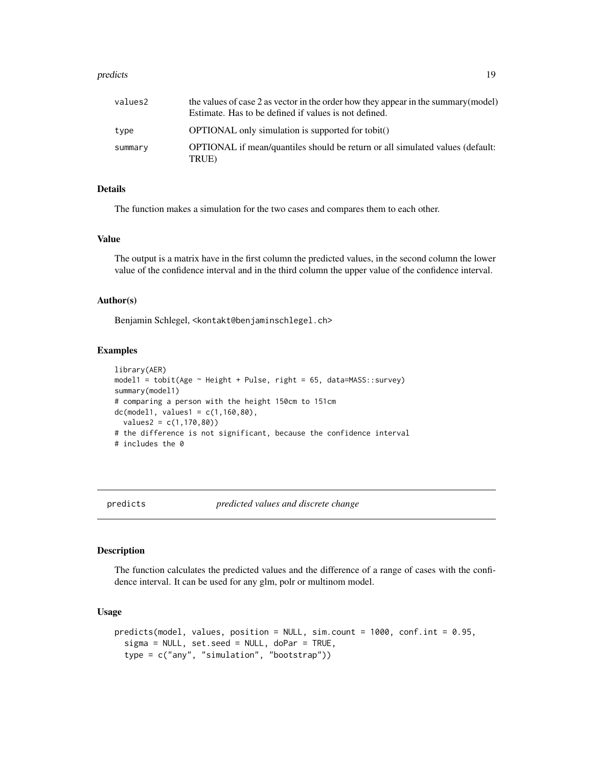| | |
|---|---|
| values2 | the values of case 2 as vector in the order how they appear in the summary(model) Estimate. Has to be defined if values is not defined. |
| type | OPTIONAL only simulation is supported for tobit() |
| summary | OPTIONAL if mean/quantiles should be return or all simulated values (default: TRUE) |

### Details

The function makes a simulation for the two cases and compares them to each other.

### Value

The output is a matrix have in the first column the predicted values, in the second column the lower value of the confidence interval and in the third column the upper value of the confidence interval.

### Author(s)

Benjamin Schlegel, <kontakt@benjaminschlegel.ch>

### Examples

```
library(AER)
model1 = tobit(Age ~ Height + Pulse, right = 65, data=MASS::survey)
summary(model1)
# comparing a person with the height 150cm to 151cm
dc(model1, values1 = c(1,160,80),
  values2 = c(1,170,80))
# the difference is not significant, because the confidence interval
# includes the 0
```

---

## predicts — *predicted values and discrete change*

### Description

The function calculates the predicted values and the difference of a range of cases with the confidence interval. It can be used for any glm, polr or multinom model.

### Usage

```
predicts(model, values, position = NULL, sim.count = 1000, conf.int = 0.95,
  sigma = NULL, set.seed = NULL, doPar = TRUE,
  type = c("any", "simulation", "bootstrap"))
```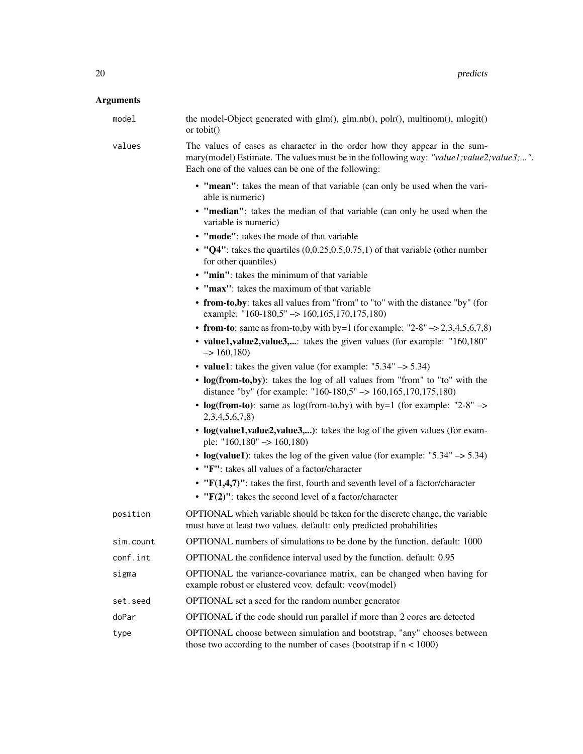## Arguments

**model**
the model-Object generated with glm(), glm.nb(), polr(), multinom(), mlogit() or tobit()

**values**
The values of cases as character in the order how they appear in the summary(model) Estimate. The values must be in the following way: *"value1;value2;value3;..."*. Each one of the values can be one of the following:

- **"mean"**: takes the mean of that variable (can only be used when the variable is numeric)
- **"median"**: takes the median of that variable (can only be used when the variable is numeric)
- **"mode"**: takes the mode of that variable
- **"Q4"**: takes the quartiles (0,0.25,0.5,0.75,1) of that variable (other number for other quantiles)
- **"min"**: takes the minimum of that variable
- **"max"**: takes the maximum of that variable
- **from-to,by**: takes all values from "from" to "to" with the distance "by" (for example: "160-180,5" –> 160,165,170,175,180)
- **from-to**: same as from-to,by with by=1 (for example: "2-8" –> 2,3,4,5,6,7,8)
- **value1,value2,value3,...**: takes the given values (for example: "160,180" –> 160,180)
- **value1**: takes the given value (for example: "5.34" –> 5.34)
- **log(from-to,by)**: takes the log of all values from "from" to "to" with the distance "by" (for example: "160-180,5" –> 160,165,170,175,180)
- **log(from-to)**: same as log(from-to,by) with by=1 (for example: "2-8" –> 2,3,4,5,6,7,8)
- **log(value1,value2,value3,...)**: takes the log of the given values (for example: "160,180" –> 160,180)
- **log(value1)**: takes the log of the given value (for example: "5.34" –> 5.34)
- **"F"**: takes all values of a factor/character
- **"F(1,4,7)"**: takes the first, fourth and seventh level of a factor/character
- **"F(2)"**: takes the second level of a factor/character

**position**
OPTIONAL which variable should be taken for the discrete change, the variable must have at least two values. default: only predicted probabilities

**sim.count**
OPTIONAL numbers of simulations to be done by the function. default: 1000

**conf.int**
OPTIONAL the confidence interval used by the function. default: 0.95

**sigma**
OPTIONAL the variance-covariance matrix, can be changed when having for example robust or clustered vcov. default: vcov(model)

**set.seed**
OPTIONAL set a seed for the random number generator

**doPar**
OPTIONAL if the code should run parallel if more than 2 cores are detected

**type**
OPTIONAL choose between simulation and bootstrap, "any" chooses between those two according to the number of cases (bootstrap if n < 1000)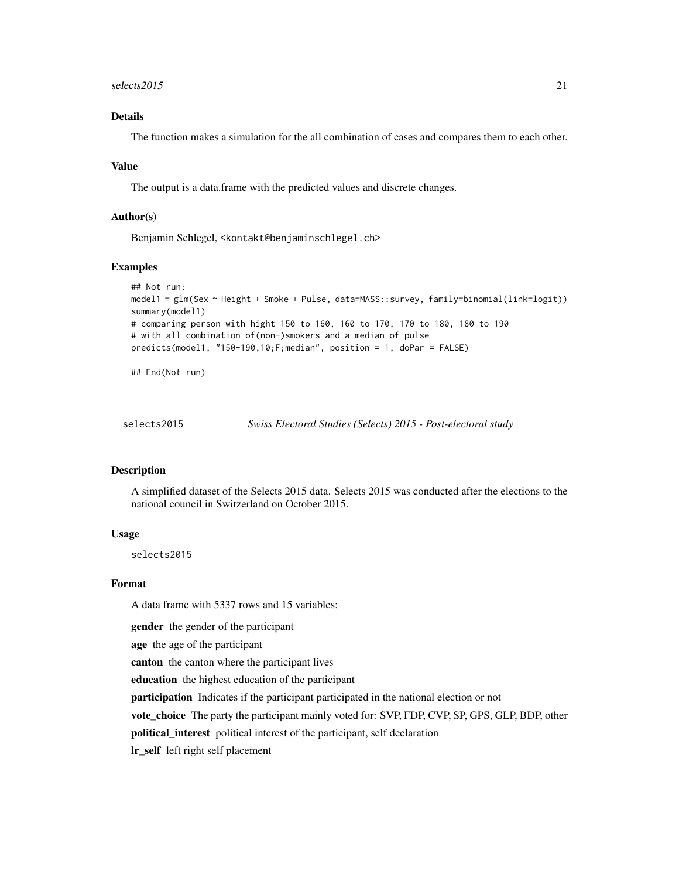### Details

The function makes a simulation for the all combination of cases and compares them to each other.

### Value

The output is a data.frame with the predicted values and discrete changes.

### Author(s)

Benjamin Schlegel, <kontakt@benjaminschlegel.ch>

### Examples

```
## Not run:
model1 = glm(Sex ~ Height + Smoke + Pulse, data=MASS::survey, family=binomial(link=logit))
summary(model1)
# comparing person with hight 150 to 160, 160 to 170, 170 to 180, 180 to 190
# with all combination of(non-)smokers and a median of pulse
predicts(model1, "150-190,10;F;median", position = 1, doPar = FALSE)

## End(Not run)
```

---

## selects2015 — *Swiss Electoral Studies (Selects) 2015 - Post-electoral study*

### Description

A simplified dataset of the Selects 2015 data. Selects 2015 was conducted after the elections to the national council in Switzerland on October 2015.

### Usage

```
selects2015
```

### Format

A data frame with 5337 rows and 15 variables:

**gender** the gender of the participant

**age** the age of the participant

**canton** the canton where the participant lives

**education** the highest education of the participant

**participation** Indicates if the participant participated in the national election or not

**vote_choice** The party the participant mainly voted for: SVP, FDP, CVP, SP, GPS, GLP, BDP, other

**political_interest** political interest of the participant, self declaration

**lr_self** left right self placement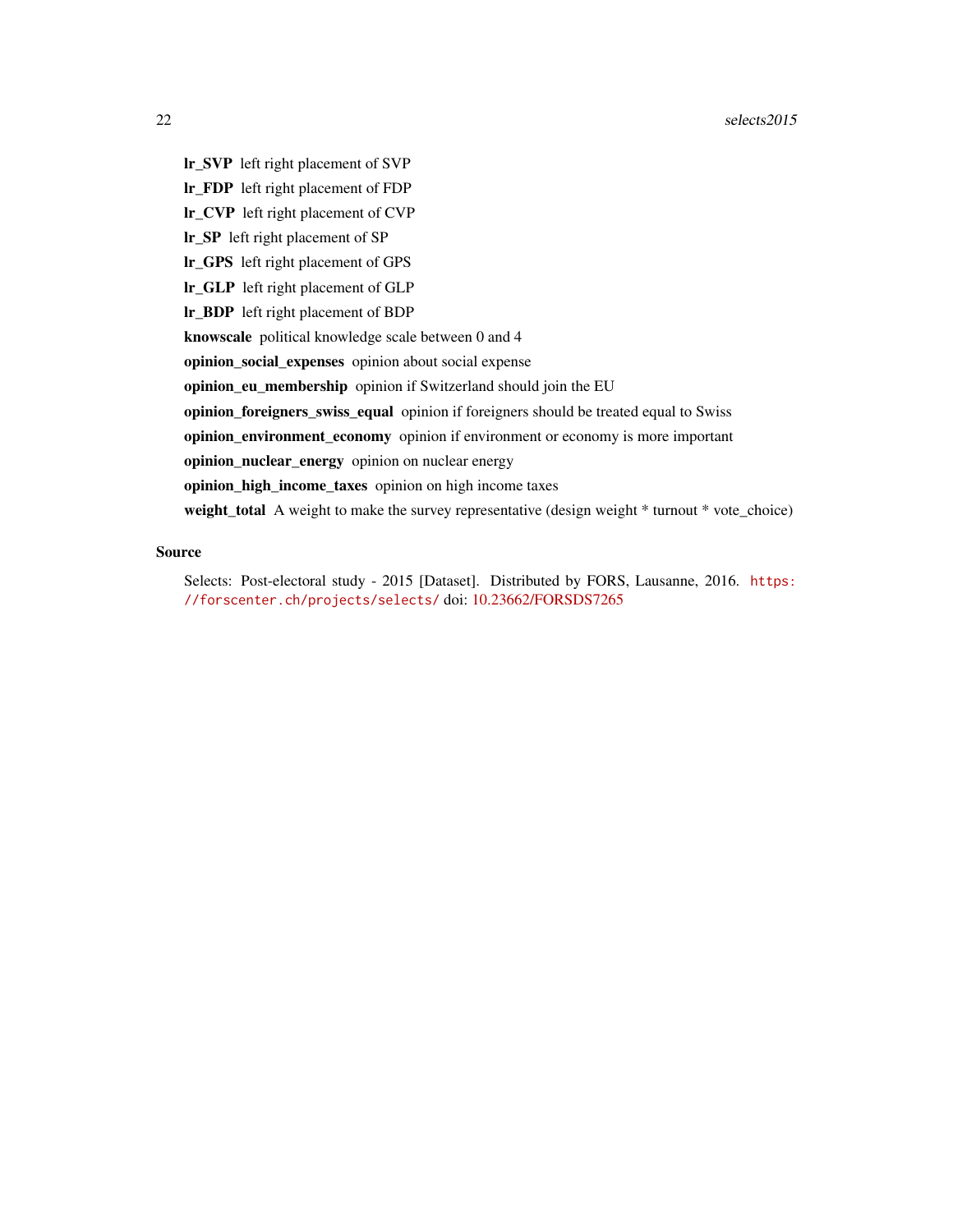**lr_SVP** left right placement of SVP

**lr_FDP** left right placement of FDP

**lr_CVP** left right placement of CVP

**lr_SP** left right placement of SP

**lr_GPS** left right placement of GPS

**lr_GLP** left right placement of GLP

**lr_BDP** left right placement of BDP

**knowscale** political knowledge scale between 0 and 4

**opinion_social_expenses** opinion about social expense

**opinion_eu_membership** opinion if Switzerland should join the EU

**opinion_foreigners_swiss_equal** opinion if foreigners should be treated equal to Swiss

**opinion_environment_economy** opinion if environment or economy is more important

**opinion_nuclear_energy** opinion on nuclear energy

**opinion_high_income_taxes** opinion on high income taxes

**weight_total** A weight to make the survey representative (design weight * turnout * vote_choice)

### Source

Selects: Post-electoral study - 2015 [Dataset]. Distributed by FORS, Lausanne, 2016. https://forscenter.ch/projects/selects/ doi: 10.23662/FORSDS7265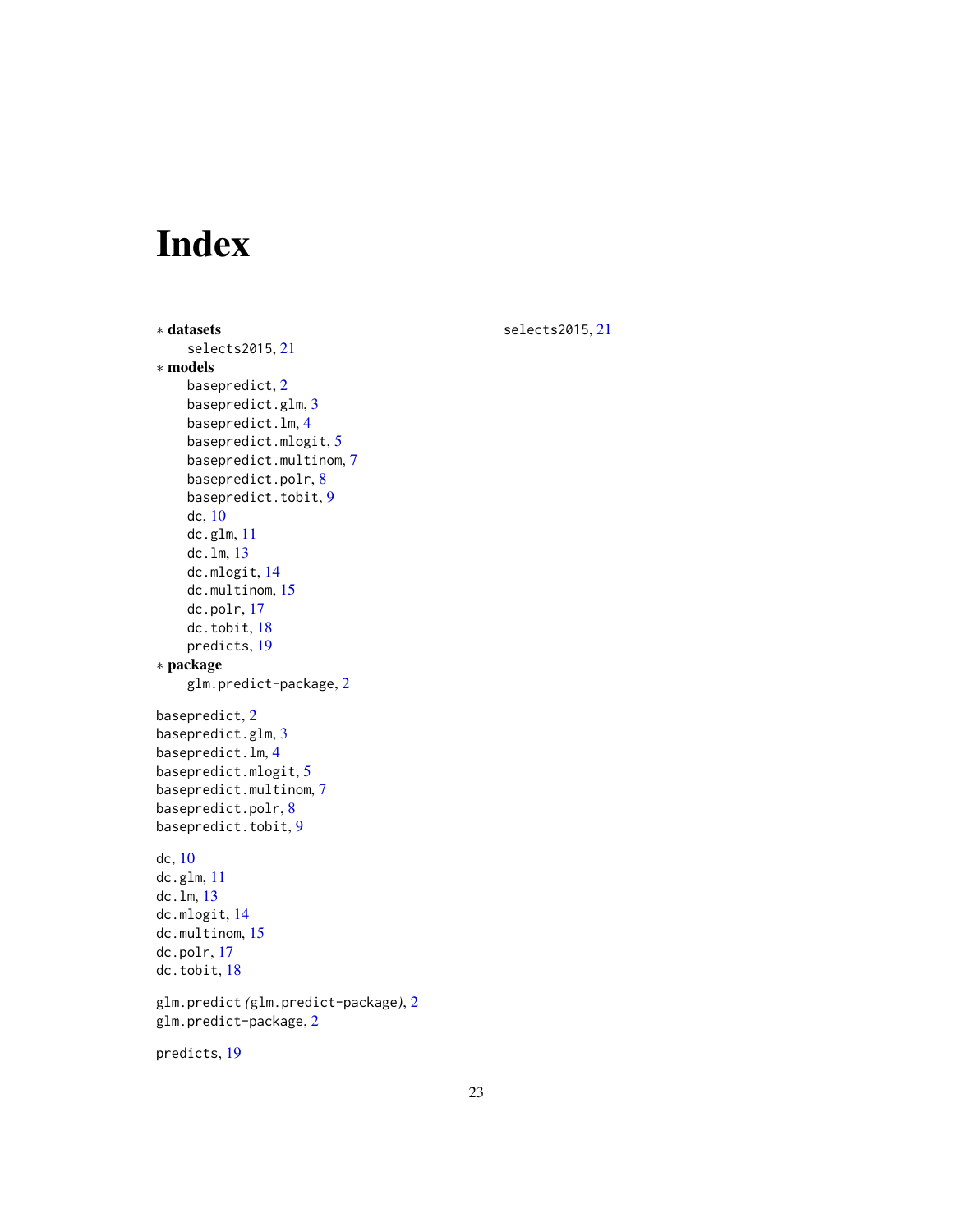# Index

∗ **datasets**
    selects2015, 21
∗ **models**
    basepredict, 2
    basepredict.glm, 3
    basepredict.lm, 4
    basepredict.mlogit, 5
    basepredict.multinom, 7
    basepredict.polr, 8
    basepredict.tobit, 9
    dc, 10
    dc.glm, 11
    dc.lm, 13
    dc.mlogit, 14
    dc.multinom, 15
    dc.polr, 17
    dc.tobit, 18
    predicts, 19
∗ **package**
    glm.predict-package, 2

basepredict, 2
basepredict.glm, 3
basepredict.lm, 4
basepredict.mlogit, 5
basepredict.multinom, 7
basepredict.polr, 8
basepredict.tobit, 9

dc, 10
dc.glm, 11
dc.lm, 13
dc.mlogit, 14
dc.multinom, 15
dc.polr, 17
dc.tobit, 18

glm.predict *(*glm.predict-package*)*, 2
glm.predict-package, 2

predicts, 19

selects2015, 21